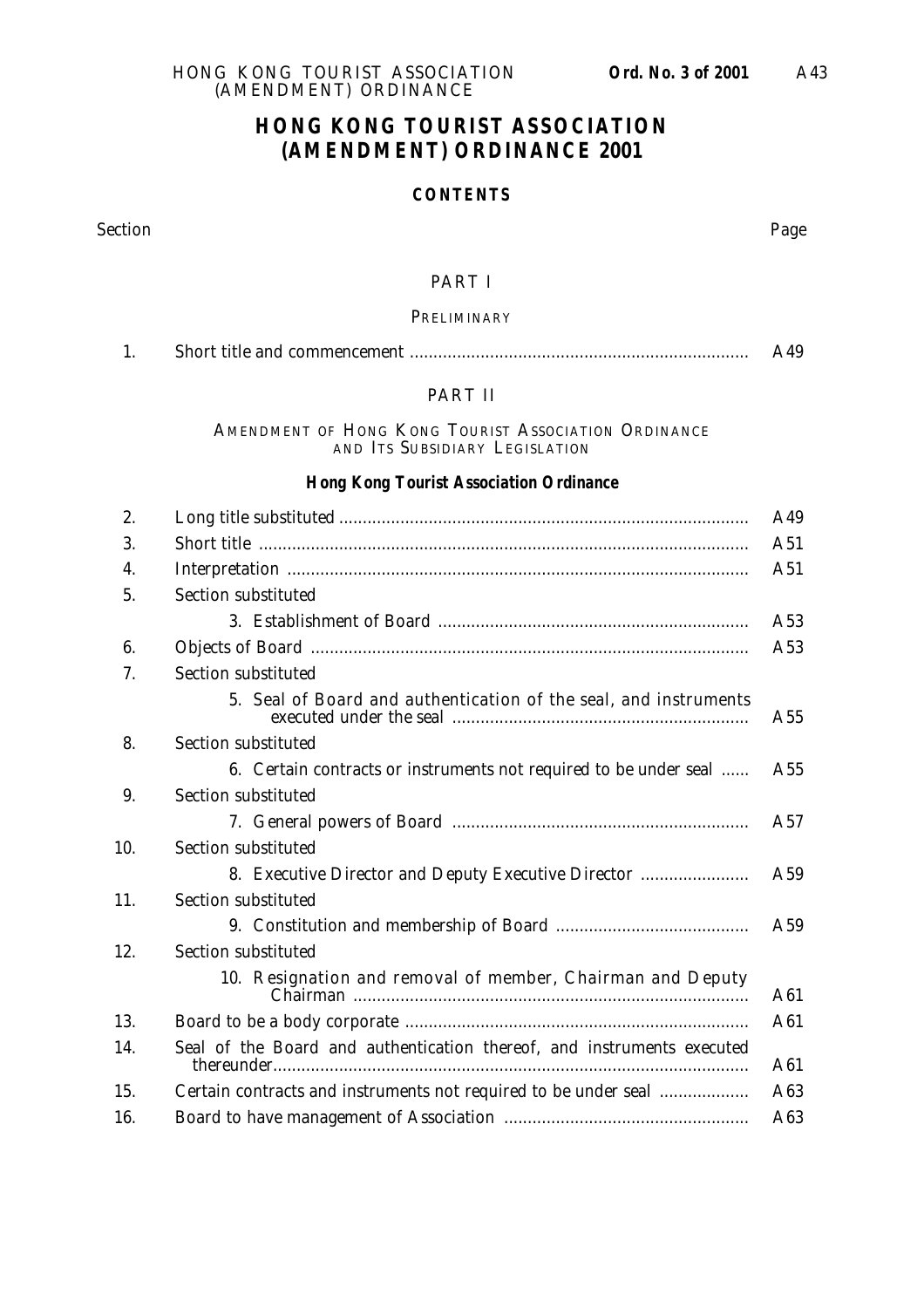# HONG KONG TOURIST ASSOCIATION (AMENDMENT) ORDINANCE 2001

## CONTENTS

| Section | | Page |
|---|---|---|
| | **PART I** | |
| | PRELIMINARY | |
| 1. | Short title and commencement | A49 |
| | **PART II** | |
| | AMENDMENT OF HONG KONG TOURIST ASSOCIATION ORDINANCE AND ITS SUBSIDIARY LEGISLATION | |
| | ***Hong Kong Tourist Association Ordinance*** | |
| 2. | Long title substituted | A49 |
| 3. | Short title | A51 |
| 4. | Interpretation | A51 |
| 5. | Section substituted | |
| | 3. Establishment of Board | A53 |
| 6. | Objects of Board | A53 |
| 7. | Section substituted | |
| | 5. Seal of Board and authentication of the seal, and instruments executed under the seal | A55 |
| 8. | Section substituted | |
| | 6. Certain contracts or instruments not required to be under seal | A55 |
| 9. | Section substituted | |
| | 7. General powers of Board | A57 |
| 10. | Section substituted | |
| | 8. Executive Director and Deputy Executive Director | A59 |
| 11. | Section substituted | |
| | 9. Constitution and membership of Board | A59 |
| 12. | Section substituted | |
| | 10. Resignation and removal of member, Chairman and Deputy Chairman | A61 |
| 13. | Board to be a body corporate | A61 |
| 14. | Seal of the Board and authentication thereof, and instruments executed thereunder | A61 |
| 15. | Certain contracts and instruments not required to be under seal | A63 |
| 16. | Board to have management of Association | A63 |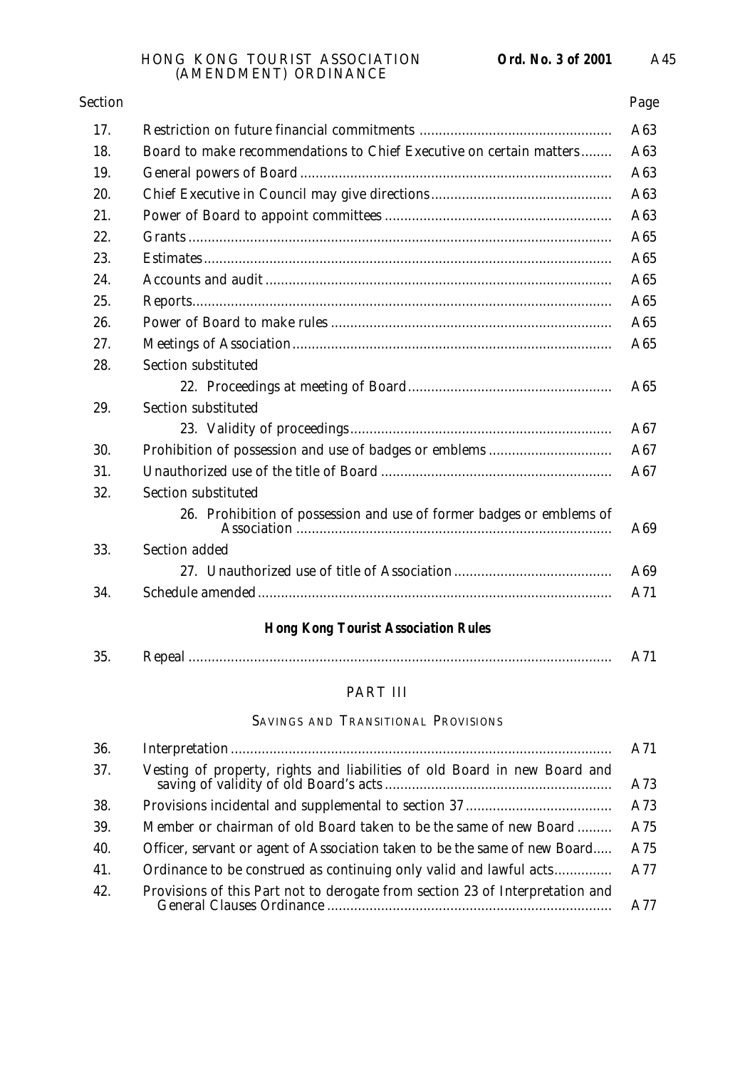| Section | | Page |
|---|---|---|
| 17. | Restriction on future financial commitments | A63 |
| 18. | Board to make recommendations to Chief Executive on certain matters | A63 |
| 19. | General powers of Board | A63 |
| 20. | Chief Executive in Council may give directions | A63 |
| 21. | Power of Board to appoint committees | A63 |
| 22. | Grants | A65 |
| 23. | Estimates | A65 |
| 24. | Accounts and audit | A65 |
| 25. | Reports | A65 |
| 26. | Power of Board to make rules | A65 |
| 27. | Meetings of Association | A65 |
| 28. | Section substituted | |
| | 22. Proceedings at meeting of Board | A65 |
| 29. | Section substituted | |
| | 23. Validity of proceedings | A67 |
| 30. | Prohibition of possession and use of badges or emblems | A67 |
| 31. | Unauthorized use of the title of Board | A67 |
| 32. | Section substituted | |
| | 26. Prohibition of possession and use of former badges or emblems of Association | A69 |
| 33. | Section added | |
| | 27. Unauthorized use of title of Association | A69 |
| 34. | Schedule amended | A71 |

**Hong Kong Tourist Association Rules**

| | | |
|---|---|---|
| 35. | Repeal | A71 |

PART III

SAVINGS AND TRANSITIONAL PROVISIONS

| | | |
|---|---|---|
| 36. | Interpretation | A71 |
| 37. | Vesting of property, rights and liabilities of old Board in new Board and saving of validity of old Board's acts | A73 |
| 38. | Provisions incidental and supplemental to section 37 | A73 |
| 39. | Member or chairman of old Board taken to be the same of new Board | A75 |
| 40. | Officer, servant or agent of Association taken to be the same of new Board | A75 |
| 41. | Ordinance to be construed as continuing only valid and lawful acts | A77 |
| 42. | Provisions of this Part not to derogate from section 23 of Interpretation and General Clauses Ordinance | A77 |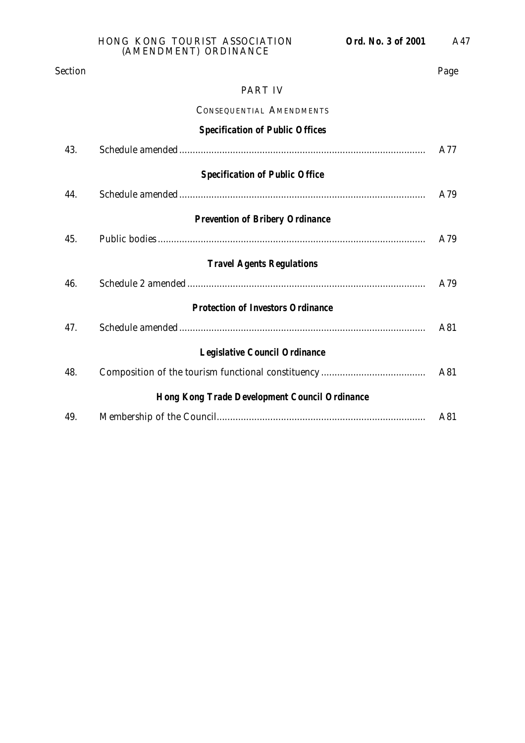| Section | | Page |
|---|---|---|

## PART IV

### CONSEQUENTIAL AMENDMENTS

**Specification of Public Offices**

| | | |
|---|---|---|
| 43. | Schedule amended | A77 |

**Specification of Public Office**

| | | |
|---|---|---|
| 44. | Schedule amended | A79 |

**Prevention of Bribery Ordinance**

| | | |
|---|---|---|
| 45. | Public bodies | A79 |

**Travel Agents Regulations**

| | | |
|---|---|---|
| 46. | Schedule 2 amended | A79 |

**Protection of Investors Ordinance**

| | | |
|---|---|---|
| 47. | Schedule amended | A81 |

**Legislative Council Ordinance**

| | | |
|---|---|---|
| 48. | Composition of the tourism functional constituency | A81 |

**Hong Kong Trade Development Council Ordinance**

| | | |
|---|---|---|
| 49. | Membership of the Council | A81 |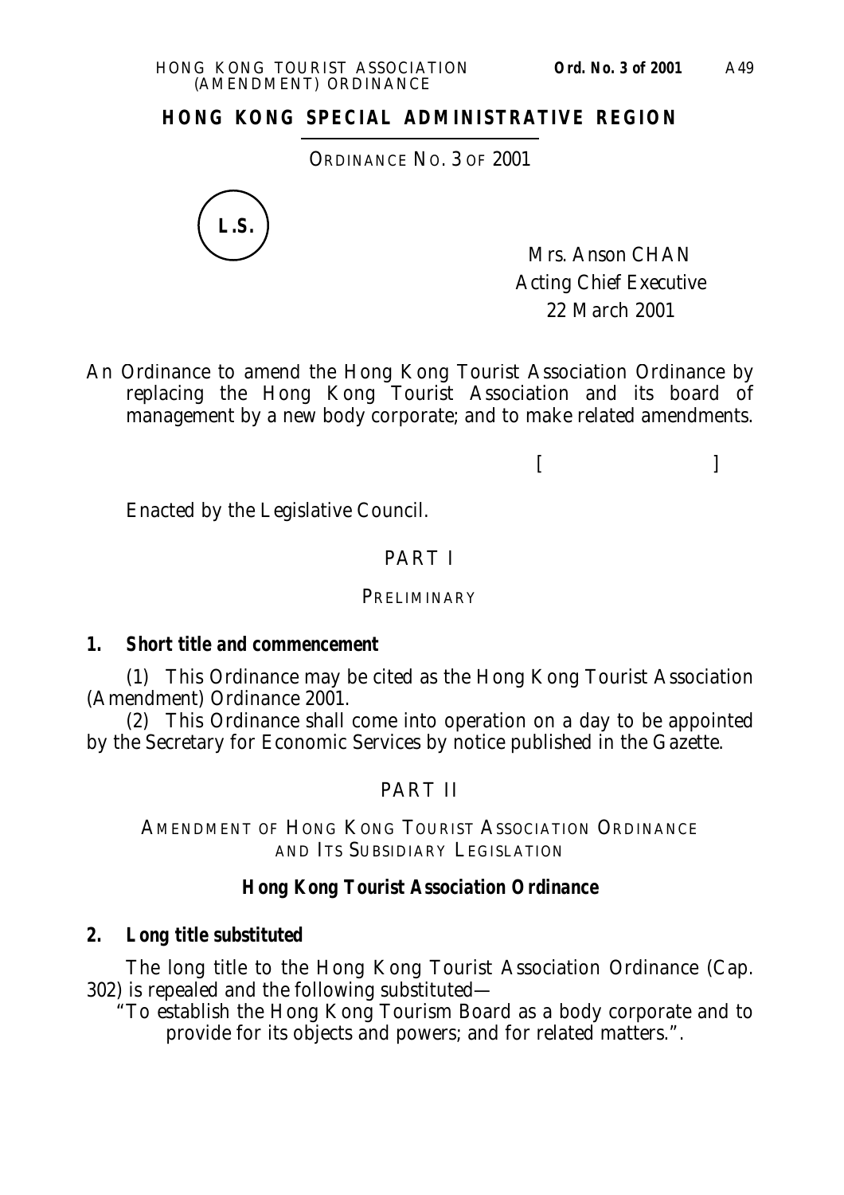**HONG KONG SPECIAL ADMINISTRATIVE REGION**

ORDINANCE NO. 3 OF 2001

L.S.

Mrs. Anson CHAN
Acting Chief Executive
22 March 2001

An Ordinance to amend the Hong Kong Tourist Association Ordinance by replacing the Hong Kong Tourist Association and its board of management by a new body corporate; and to make related amendments.

[ ]

Enacted by the Legislative Council.

## PART I

### PRELIMINARY

**1. Short title and commencement**

(1) This Ordinance may be cited as the Hong Kong Tourist Association (Amendment) Ordinance 2001.

(2) This Ordinance shall come into operation on a day to be appointed by the Secretary for Economic Services by notice published in the Gazette.

## PART II

### AMENDMENT OF HONG KONG TOURIST ASSOCIATION ORDINANCE AND ITS SUBSIDIARY LEGISLATION

***Hong Kong Tourist Association Ordinance***

**2. Long title substituted**

The long title to the Hong Kong Tourist Association Ordinance (Cap. 302) is repealed and the following substituted—

"To establish the Hong Kong Tourism Board as a body corporate and to provide for its objects and powers; and for related matters.".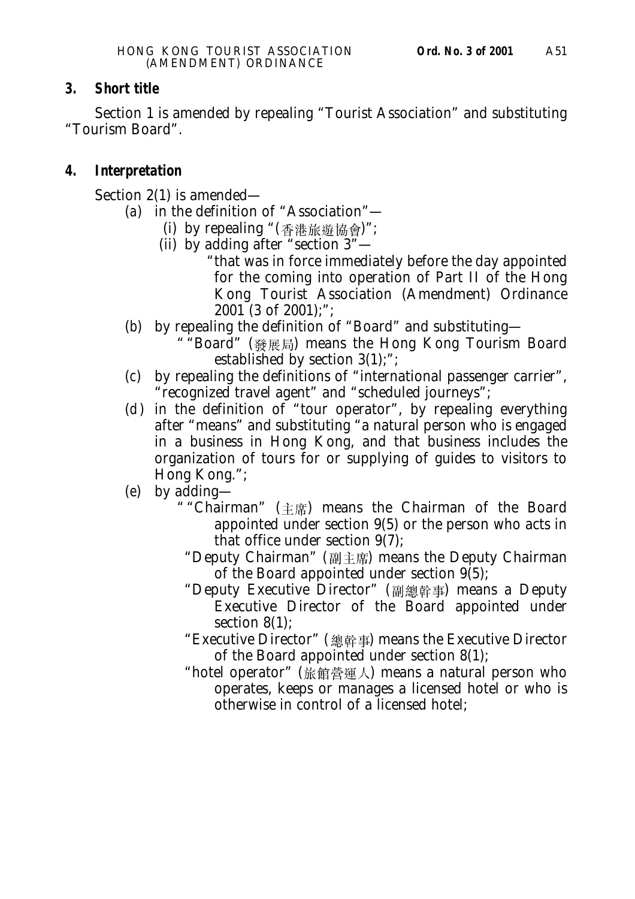### 3. Short title

Section 1 is amended by repealing "Tourist Association" and substituting "Tourism Board".

### 4. Interpretation

Section 2(1) is amended—

- (a) in the definition of "Association"—
  - (i) by repealing "(香港旅遊協會)";
  - (ii) by adding after "section 3"—

    "that was in force immediately before the day appointed for the coming into operation of Part II of the Hong Kong Tourist Association (Amendment) Ordinance 2001 (3 of 2001);";
- (b) by repealing the definition of "Board" and substituting—

  ""Board" (發展局) means the Hong Kong Tourism Board established by section 3(1);";
- (c) by repealing the definitions of "international passenger carrier", "recognized travel agent" and "scheduled journeys";
- (d) in the definition of "tour operator", by repealing everything after "means" and substituting "a natural person who is engaged in a business in Hong Kong, and that business includes the organization of tours for or supplying of guides to visitors to Hong Kong.";
- (e) by adding—

  ""Chairman" (主席) means the Chairman of the Board appointed under section 9(5) or the person who acts in that office under section 9(7);

  "Deputy Chairman" (副主席) means the Deputy Chairman of the Board appointed under section 9(5);

  "Deputy Executive Director" (副總幹事) means a Deputy Executive Director of the Board appointed under section 8(1);

  "Executive Director" (總幹事) means the Executive Director of the Board appointed under section 8(1);

  "hotel operator" (旅館營運人) means a natural person who operates, keeps or manages a licensed hotel or who is otherwise in control of a licensed hotel;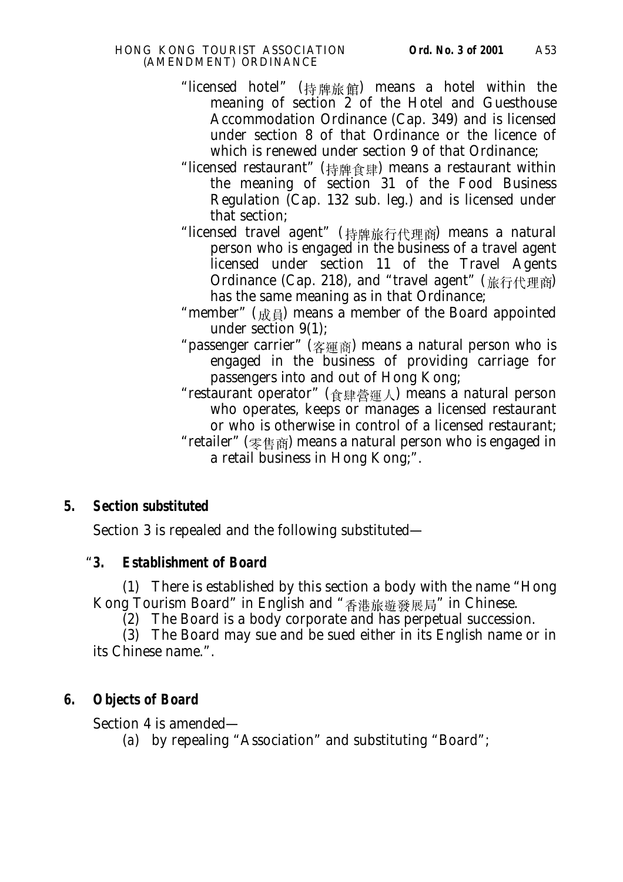"licensed hotel" (持牌旅館) means a hotel within the meaning of section 2 of the Hotel and Guesthouse Accommodation Ordinance (Cap. 349) and is licensed under section 8 of that Ordinance or the licence of which is renewed under section 9 of that Ordinance;

"licensed restaurant" (持牌食肆) means a restaurant within the meaning of section 31 of the Food Business Regulation (Cap. 132 sub. leg.) and is licensed under that section;

"licensed travel agent" (持牌旅行代理商) means a natural person who is engaged in the business of a travel agent licensed under section 11 of the Travel Agents Ordinance (Cap. 218), and "travel agent" (旅行代理商) has the same meaning as in that Ordinance;

"member" (成員) means a member of the Board appointed under section 9(1);

"passenger carrier" (客運商) means a natural person who is engaged in the business of providing carriage for passengers into and out of Hong Kong;

"restaurant operator" (食肆營運人) means a natural person who operates, keeps or manages a licensed restaurant or who is otherwise in control of a licensed restaurant;

"retailer" (零售商) means a natural person who is engaged in a retail business in Hong Kong;".

**5. Section substituted**

Section 3 is repealed and the following substituted—

"**3. Establishment of Board**

(1) There is established by this section a body with the name "Hong Kong Tourism Board" in English and "香港旅遊發展局" in Chinese.

(2) The Board is a body corporate and has perpetual succession.

(3) The Board may sue and be sued either in its English name or in its Chinese name.".

**6. Objects of Board**

Section 4 is amended—

(*a*) by repealing "Association" and substituting "Board";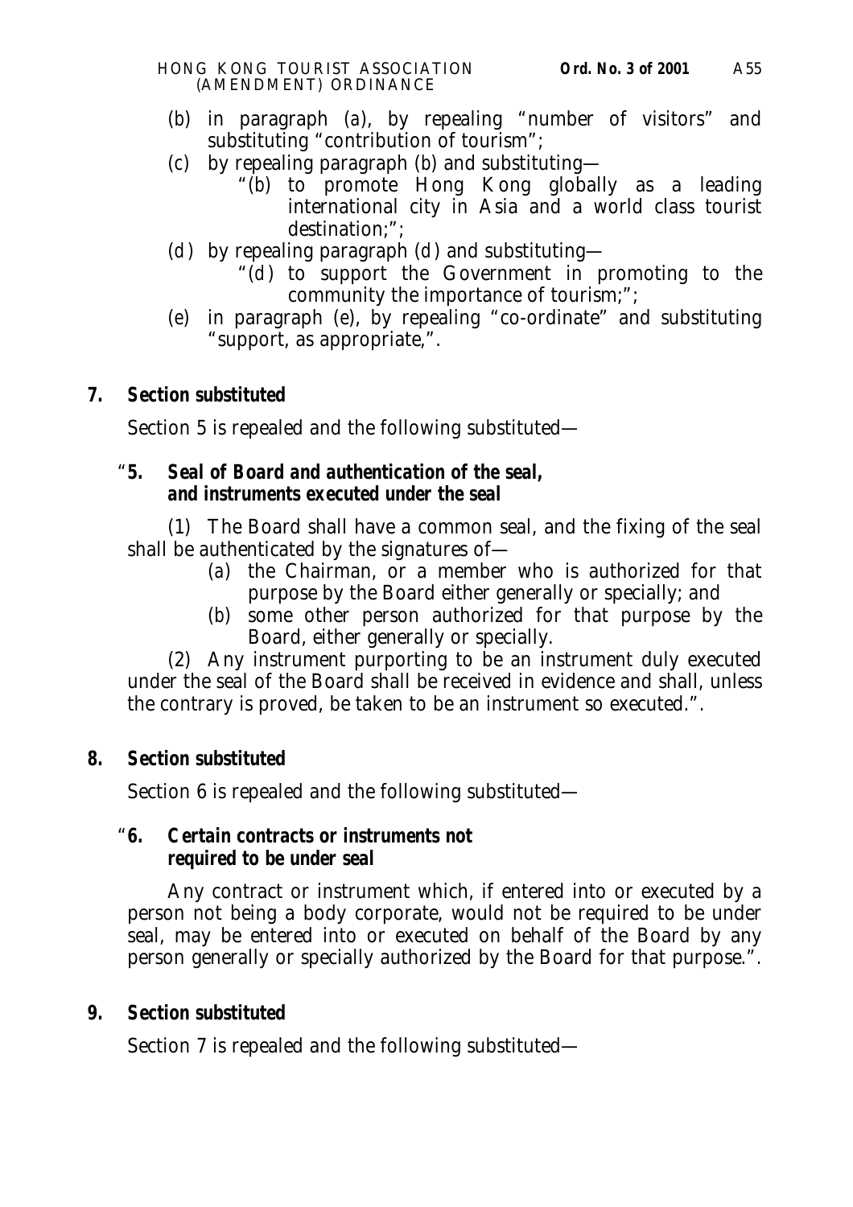(*b*) in paragraph (*a*), by repealing "number of visitors" and substituting "contribution of tourism";

(*c*) by repealing paragraph (*b*) and substituting—

"(*b*) to promote Hong Kong globally as a leading international city in Asia and a world class tourist destination;";

(*d*) by repealing paragraph (*d*) and substituting—

"(*d*) to support the Government in promoting to the community the importance of tourism;";

(*e*) in paragraph (*e*), by repealing "co-ordinate" and substituting "support, as appropriate,".

**7. Section substituted**

Section 5 is repealed and the following substituted—

"**5. *Seal of Board and authentication of the seal, and instruments executed under the seal***

(1) The Board shall have a common seal, and the fixing of the seal shall be authenticated by the signatures of—

(*a*) the Chairman, or a member who is authorized for that purpose by the Board either generally or specially; and

(*b*) some other person authorized for that purpose by the Board, either generally or specially.

(2) Any instrument purporting to be an instrument duly executed under the seal of the Board shall be received in evidence and shall, unless the contrary is proved, be taken to be an instrument so executed.".

**8. Section substituted**

Section 6 is repealed and the following substituted—

"**6. *Certain contracts or instruments not required to be under seal***

Any contract or instrument which, if entered into or executed by a person not being a body corporate, would not be required to be under seal, may be entered into or executed on behalf of the Board by any person generally or specially authorized by the Board for that purpose.".

**9. Section substituted**

Section 7 is repealed and the following substituted—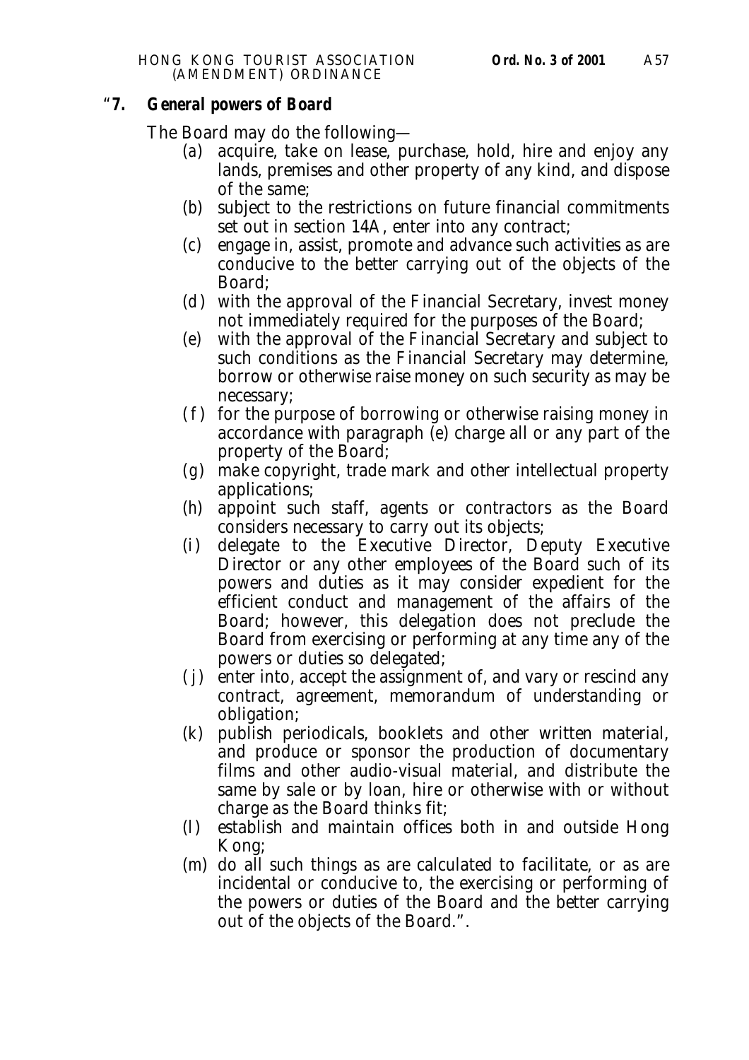"**7. General powers of Board**

The Board may do the following—

(a) acquire, take on lease, purchase, hold, hire and enjoy any lands, premises and other property of any kind, and dispose of the same;

(b) subject to the restrictions on future financial commitments set out in section 14A, enter into any contract;

(c) engage in, assist, promote and advance such activities as are conducive to the better carrying out of the objects of the Board;

(d) with the approval of the Financial Secretary, invest money not immediately required for the purposes of the Board;

(e) with the approval of the Financial Secretary and subject to such conditions as the Financial Secretary may determine, borrow or otherwise raise money on such security as may be necessary;

(f) for the purpose of borrowing or otherwise raising money in accordance with paragraph (e) charge all or any part of the property of the Board;

(g) make copyright, trade mark and other intellectual property applications;

(h) appoint such staff, agents or contractors as the Board considers necessary to carry out its objects;

(i) delegate to the Executive Director, Deputy Executive Director or any other employees of the Board such of its powers and duties as it may consider expedient for the efficient conduct and management of the affairs of the Board; however, this delegation does not preclude the Board from exercising or performing at any time any of the powers or duties so delegated;

(j) enter into, accept the assignment of, and vary or rescind any contract, agreement, memorandum of understanding or obligation;

(k) publish periodicals, booklets and other written material, and produce or sponsor the production of documentary films and other audio-visual material, and distribute the same by sale or by loan, hire or otherwise with or without charge as the Board thinks fit;

(l) establish and maintain offices both in and outside Hong Kong;

(m) do all such things as are calculated to facilitate, or as are incidental or conducive to, the exercising or performing of the powers or duties of the Board and the better carrying out of the objects of the Board.".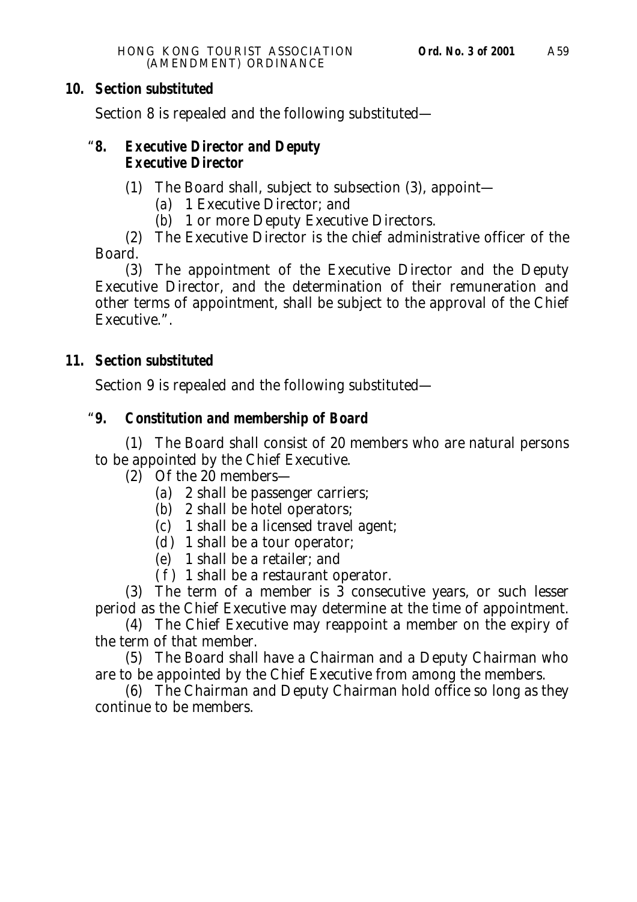**10. Section substituted**

Section 8 is repealed and the following substituted—

"**8. Executive Director and Deputy Executive Director**

(1) The Board shall, subject to subsection (3), appoint—

(*a*) 1 Executive Director; and

(*b*) 1 or more Deputy Executive Directors.

(2) The Executive Director is the chief administrative officer of the Board.

(3) The appointment of the Executive Director and the Deputy Executive Director, and the determination of their remuneration and other terms of appointment, shall be subject to the approval of the Chief Executive.".

**11. Section substituted**

Section 9 is repealed and the following substituted—

"**9. Constitution and membership of Board**

(1) The Board shall consist of 20 members who are natural persons to be appointed by the Chief Executive.

(2) Of the 20 members—

(*a*) 2 shall be passenger carriers;

(*b*) 2 shall be hotel operators;

(*c*) 1 shall be a licensed travel agent;

(*d*) 1 shall be a tour operator;

(*e*) 1 shall be a retailer; and

(*f*) 1 shall be a restaurant operator.

(3) The term of a member is 3 consecutive years, or such lesser period as the Chief Executive may determine at the time of appointment.

(4) The Chief Executive may reappoint a member on the expiry of the term of that member.

(5) The Board shall have a Chairman and a Deputy Chairman who are to be appointed by the Chief Executive from among the members.

(6) The Chairman and Deputy Chairman hold office so long as they continue to be members.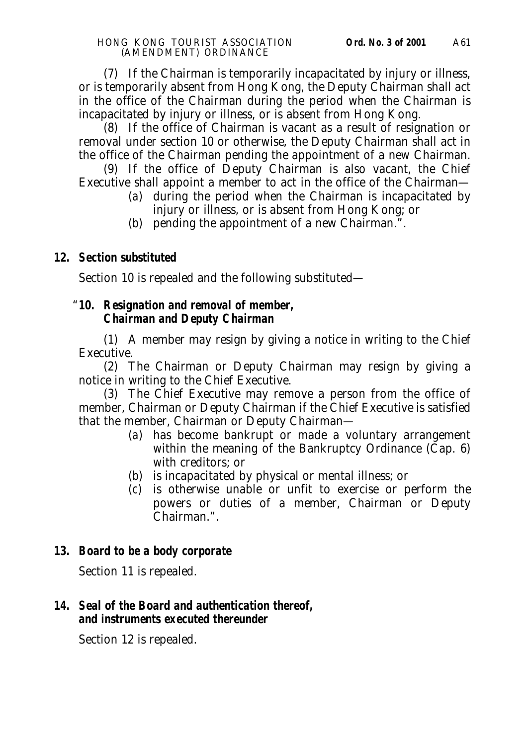(7) If the Chairman is temporarily incapacitated by injury or illness, or is temporarily absent from Hong Kong, the Deputy Chairman shall act in the office of the Chairman during the period when the Chairman is incapacitated by injury or illness, or is absent from Hong Kong.

(8) If the office of Chairman is vacant as a result of resignation or removal under section 10 or otherwise, the Deputy Chairman shall act in the office of the Chairman pending the appointment of a new Chairman.

(9) If the office of Deputy Chairman is also vacant, the Chief Executive shall appoint a member to act in the office of the Chairman—

- (*a*) during the period when the Chairman is incapacitated by injury or illness, or is absent from Hong Kong; or
- (*b*) pending the appointment of a new Chairman.".

**12. *Section substituted***

Section 10 is repealed and the following substituted—

"**10. *Resignation and removal of member, Chairman and Deputy Chairman***

(1) A member may resign by giving a notice in writing to the Chief Executive.

(2) The Chairman or Deputy Chairman may resign by giving a notice in writing to the Chief Executive.

(3) The Chief Executive may remove a person from the office of member, Chairman or Deputy Chairman if the Chief Executive is satisfied that the member, Chairman or Deputy Chairman—

- (*a*) has become bankrupt or made a voluntary arrangement within the meaning of the Bankruptcy Ordinance (Cap. 6) with creditors; or
- (*b*) is incapacitated by physical or mental illness; or
- (*c*) is otherwise unable or unfit to exercise or perform the powers or duties of a member, Chairman or Deputy Chairman.".

**13. *Board to be a body corporate***

Section 11 is repealed.

**14. *Seal of the Board and authentication thereof, and instruments executed thereunder***

Section 12 is repealed.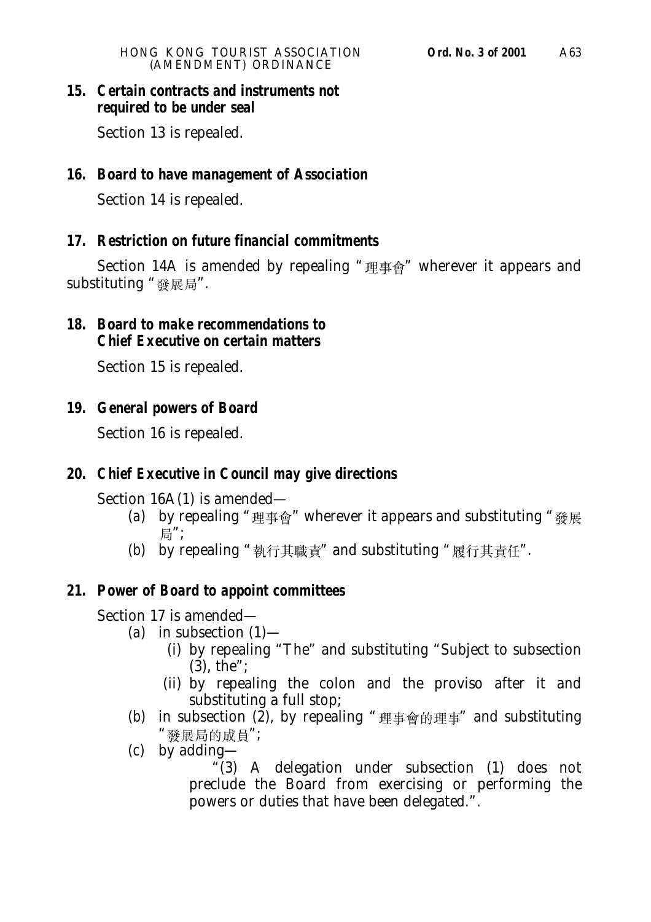**15. Certain contracts and instruments not required to be under seal**

Section 13 is repealed.

**16. Board to have management of Association**

Section 14 is repealed.

**17. Restriction on future financial commitments**

Section 14A is amended by repealing "理事會" wherever it appears and substituting "發展局".

**18. Board to make recommendations to Chief Executive on certain matters**

Section 15 is repealed.

**19. General powers of Board**

Section 16 is repealed.

**20. Chief Executive in Council may give directions**

Section 16A(1) is amended—

(*a*) by repealing "理事會" wherever it appears and substituting "發展局";

(*b*) by repealing "執行其職責" and substituting "履行其責任".

**21. Power of Board to appoint committees**

Section 17 is amended—

(*a*) in subsection (1)—

(i) by repealing "The" and substituting "Subject to subsection (3), the";

(ii) by repealing the colon and the proviso after it and substituting a full stop;

(*b*) in subsection (2), by repealing "理事會的理事" and substituting "發展局的成員";

(*c*) by adding—

"(3) A delegation under subsection (1) does not preclude the Board from exercising or performing the powers or duties that have been delegated.".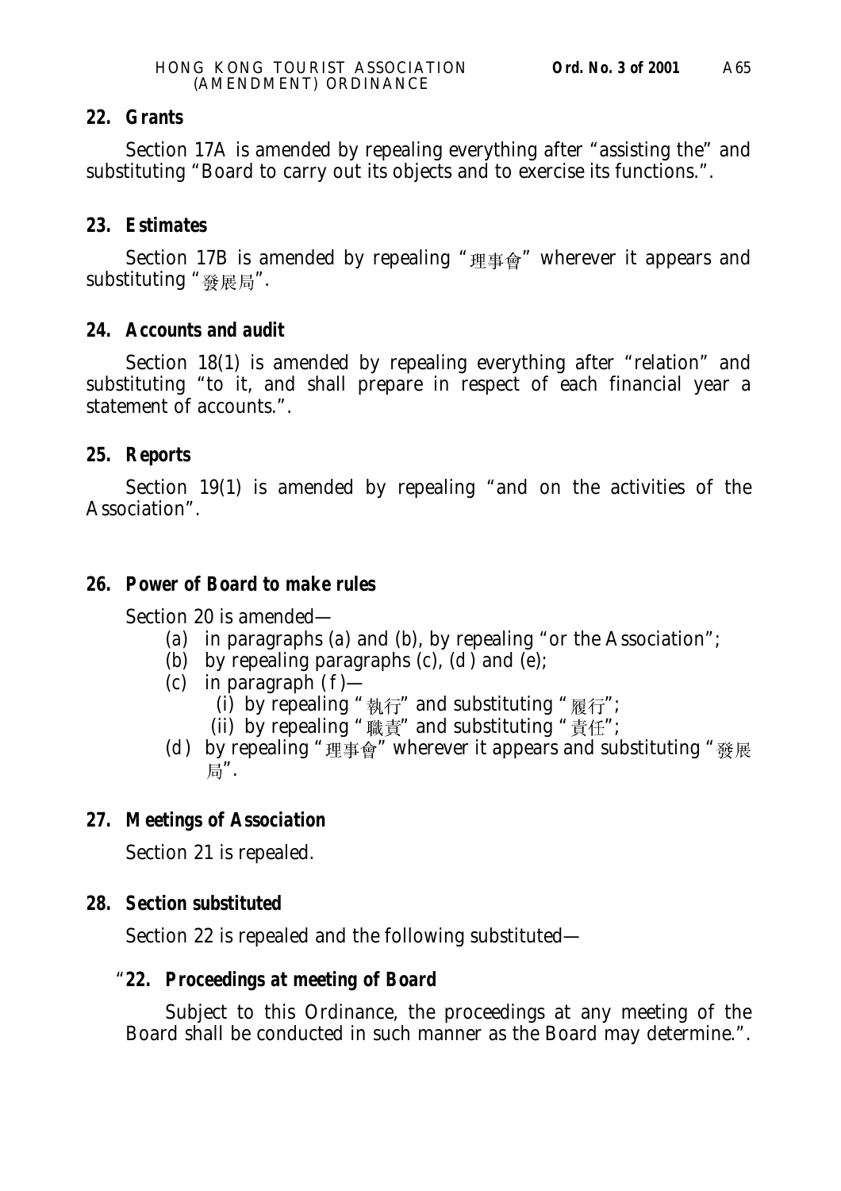**22. Grants**

Section 17A is amended by repealing everything after "assisting the" and substituting "Board to carry out its objects and to exercise its functions.".

**23. Estimates**

Section 17B is amended by repealing "理事會" wherever it appears and substituting "發展局".

**24. Accounts and audit**

Section 18(1) is amended by repealing everything after "relation" and substituting "to it, and shall prepare in respect of each financial year a statement of accounts.".

**25. Reports**

Section 19(1) is amended by repealing "and on the activities of the Association".

**26. Power of Board to make rules**

Section 20 is amended—

- (*a*) in paragraphs (*a*) and (*b*), by repealing "or the Association";
- (*b*) by repealing paragraphs (*c*), (*d*) and (*e*);
- (*c*) in paragraph (*f*)—
  - (i) by repealing "執行" and substituting "履行";
  - (ii) by repealing "職責" and substituting "責任";
- (*d*) by repealing "理事會" wherever it appears and substituting "發展局".

**27. Meetings of Association**

Section 21 is repealed.

**28. Section substituted**

Section 22 is repealed and the following substituted—

"**22. Proceedings at meeting of Board**

Subject to this Ordinance, the proceedings at any meeting of the Board shall be conducted in such manner as the Board may determine.".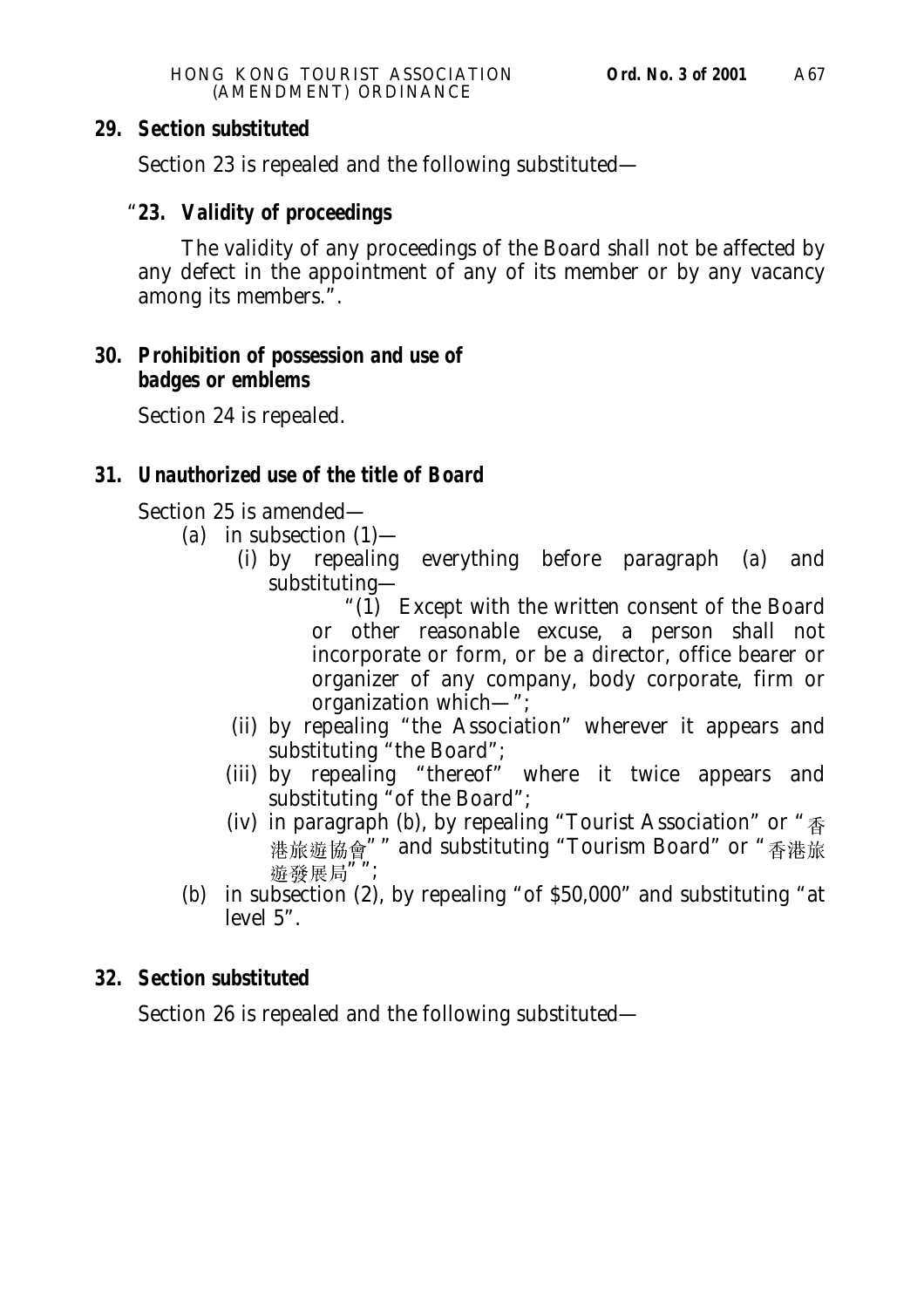**29. Section substituted**

Section 23 is repealed and the following substituted—

"**23. Validity of proceedings**

The validity of any proceedings of the Board shall not be affected by any defect in the appointment of any of its member or by any vacancy among its members.".

**30. Prohibition of possession and use of badges or emblems**

Section 24 is repealed.

**31. Unauthorized use of the title of Board**

Section 25 is amended—

(*a*) in subsection (1)—

(i) by repealing everything before paragraph (*a*) and substituting—

"(1) Except with the written consent of the Board or other reasonable excuse, a person shall not incorporate or form, or be a director, office bearer or organizer of any company, body corporate, firm or organization which—";

(ii) by repealing "the Association" wherever it appears and substituting "the Board";

(iii) by repealing "thereof" where it twice appears and substituting "of the Board";

(iv) in paragraph (*b*), by repealing "Tourist Association" or "香港旅遊協會"" and substituting "Tourism Board" or "香港旅遊發展局"";

(*b*) in subsection (2), by repealing "of $50,000" and substituting "at level 5".

**32. Section substituted**

Section 26 is repealed and the following substituted—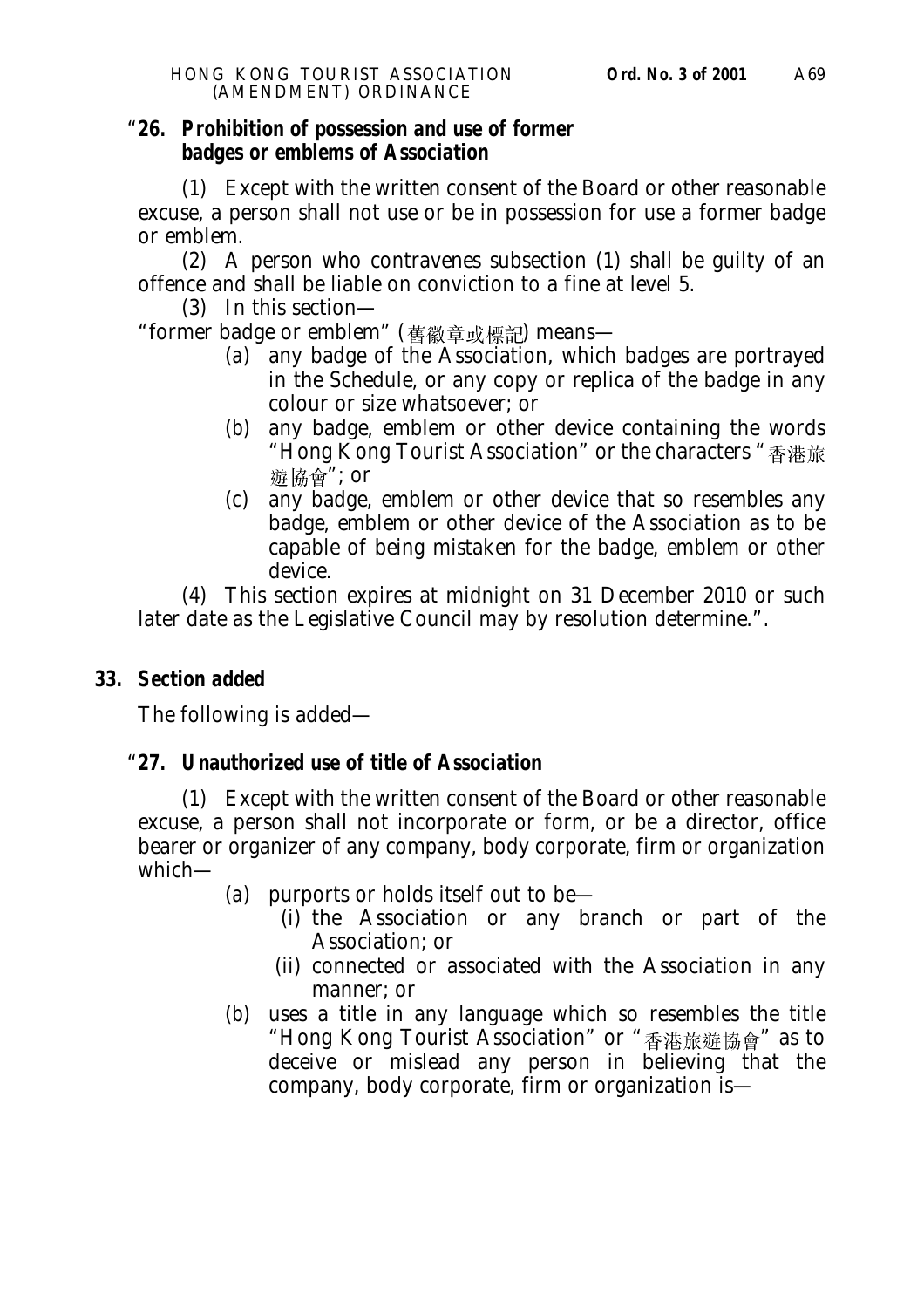"**26. Prohibition of possession and use of former badges or emblems of Association**

(1) Except with the written consent of the Board or other reasonable excuse, a person shall not use or be in possession for use a former badge or emblem.

(2) A person who contravenes subsection (1) shall be guilty of an offence and shall be liable on conviction to a fine at level 5.

(3) In this section—

"former badge or emblem" (舊徽章或標記) means—

- (*a*) any badge of the Association, which badges are portrayed in the Schedule, or any copy or replica of the badge in any colour or size whatsoever; or
- (*b*) any badge, emblem or other device containing the words "Hong Kong Tourist Association" or the characters "香港旅遊協會"; or
- (*c*) any badge, emblem or other device that so resembles any badge, emblem or other device of the Association as to be capable of being mistaken for the badge, emblem or other device.

(4) This section expires at midnight on 31 December 2010 or such later date as the Legislative Council may by resolution determine.".

**33. Section added**

The following is added—

"**27. Unauthorized use of title of Association**

(1) Except with the written consent of the Board or other reasonable excuse, a person shall not incorporate or form, or be a director, office bearer or organizer of any company, body corporate, firm or organization which—

- (*a*) purports or holds itself out to be—
  - (i) the Association or any branch or part of the Association; or
  - (ii) connected or associated with the Association in any manner; or
- (*b*) uses a title in any language which so resembles the title "Hong Kong Tourist Association" or "香港旅遊協會" as to deceive or mislead any person in believing that the company, body corporate, firm or organization is—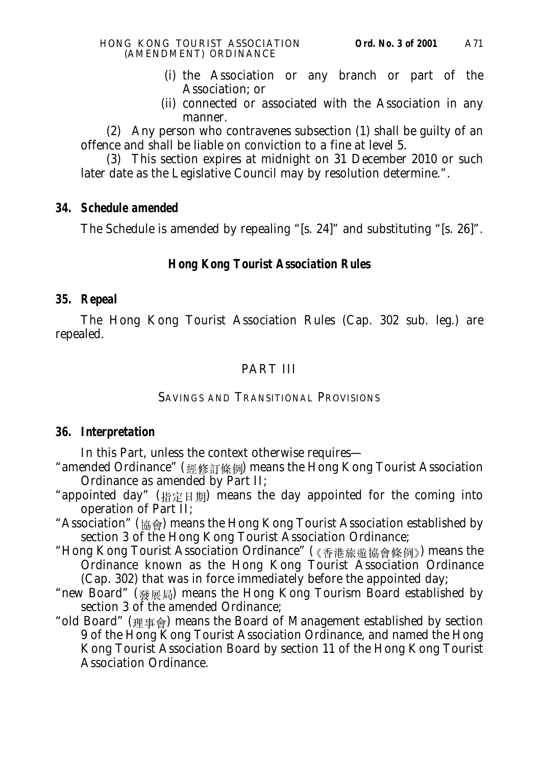(i) the Association or any branch or part of the Association; or

(ii) connected or associated with the Association in any manner.

(2) Any person who contravenes subsection (1) shall be guilty of an offence and shall be liable on conviction to a fine at level 5.

(3) This section expires at midnight on 31 December 2010 or such later date as the Legislative Council may by resolution determine.".

**34. *Schedule amended***

The Schedule is amended by repealing "[s. 24]" and substituting "[s. 26]".

***Hong Kong Tourist Association Rules***

**35. *Repeal***

The Hong Kong Tourist Association Rules (Cap. 302 sub. leg.) are repealed.

## PART III

### SAVINGS AND TRANSITIONAL PROVISIONS

**36. *Interpretation***

In this Part, unless the context otherwise requires—

"amended Ordinance" (經修訂條例) means the Hong Kong Tourist Association Ordinance as amended by Part II;

"appointed day" (指定日期) means the day appointed for the coming into operation of Part II;

"Association" (協會) means the Hong Kong Tourist Association established by section 3 of the Hong Kong Tourist Association Ordinance;

"Hong Kong Tourist Association Ordinance" (《香港旅遊協會條例》) means the Ordinance known as the Hong Kong Tourist Association Ordinance (Cap. 302) that was in force immediately before the appointed day;

"new Board" (發展局) means the Hong Kong Tourism Board established by section 3 of the amended Ordinance;

"old Board" (理事會) means the Board of Management established by section 9 of the Hong Kong Tourist Association Ordinance, and named the Hong Kong Tourist Association Board by section 11 of the Hong Kong Tourist Association Ordinance.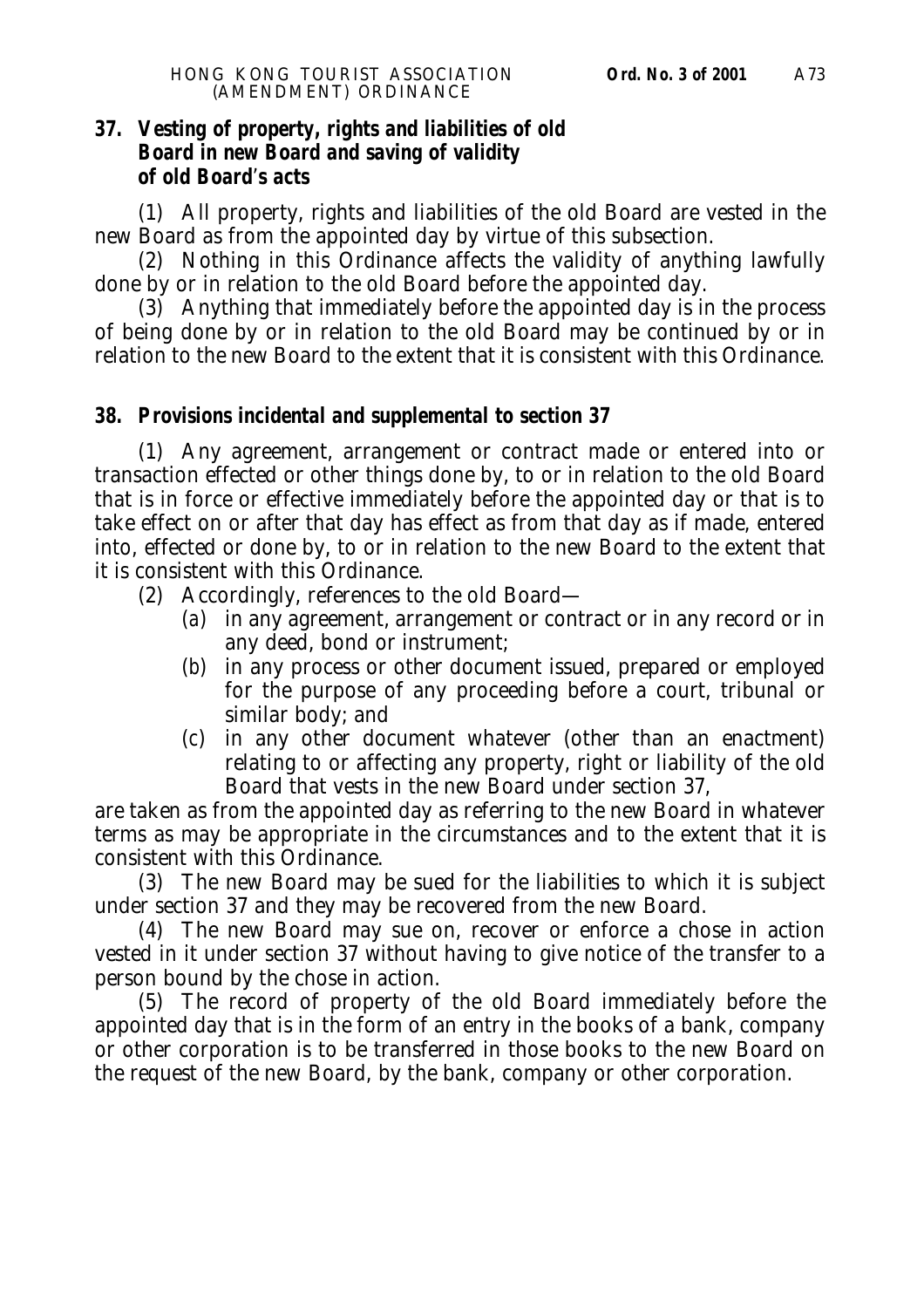### 37. Vesting of property, rights and liabilities of old Board in new Board and saving of validity of old Board's acts

(1) All property, rights and liabilities of the old Board are vested in the new Board as from the appointed day by virtue of this subsection.

(2) Nothing in this Ordinance affects the validity of anything lawfully done by or in relation to the old Board before the appointed day.

(3) Anything that immediately before the appointed day is in the process of being done by or in relation to the old Board may be continued by or in relation to the new Board to the extent that it is consistent with this Ordinance.

### 38. Provisions incidental and supplemental to section 37

(1) Any agreement, arrangement or contract made or entered into or transaction effected or other things done by, to or in relation to the old Board that is in force or effective immediately before the appointed day or that is to take effect on or after that day has effect as from that day as if made, entered into, effected or done by, to or in relation to the new Board to the extent that it is consistent with this Ordinance.

(2) Accordingly, references to the old Board—

- (*a*) in any agreement, arrangement or contract or in any record or in any deed, bond or instrument;
- (*b*) in any process or other document issued, prepared or employed for the purpose of any proceeding before a court, tribunal or similar body; and
- (*c*) in any other document whatever (other than an enactment) relating to or affecting any property, right or liability of the old Board that vests in the new Board under section 37,

are taken as from the appointed day as referring to the new Board in whatever terms as may be appropriate in the circumstances and to the extent that it is consistent with this Ordinance.

(3) The new Board may be sued for the liabilities to which it is subject under section 37 and they may be recovered from the new Board.

(4) The new Board may sue on, recover or enforce a chose in action vested in it under section 37 without having to give notice of the transfer to a person bound by the chose in action.

(5) The record of property of the old Board immediately before the appointed day that is in the form of an entry in the books of a bank, company or other corporation is to be transferred in those books to the new Board on the request of the new Board, by the bank, company or other corporation.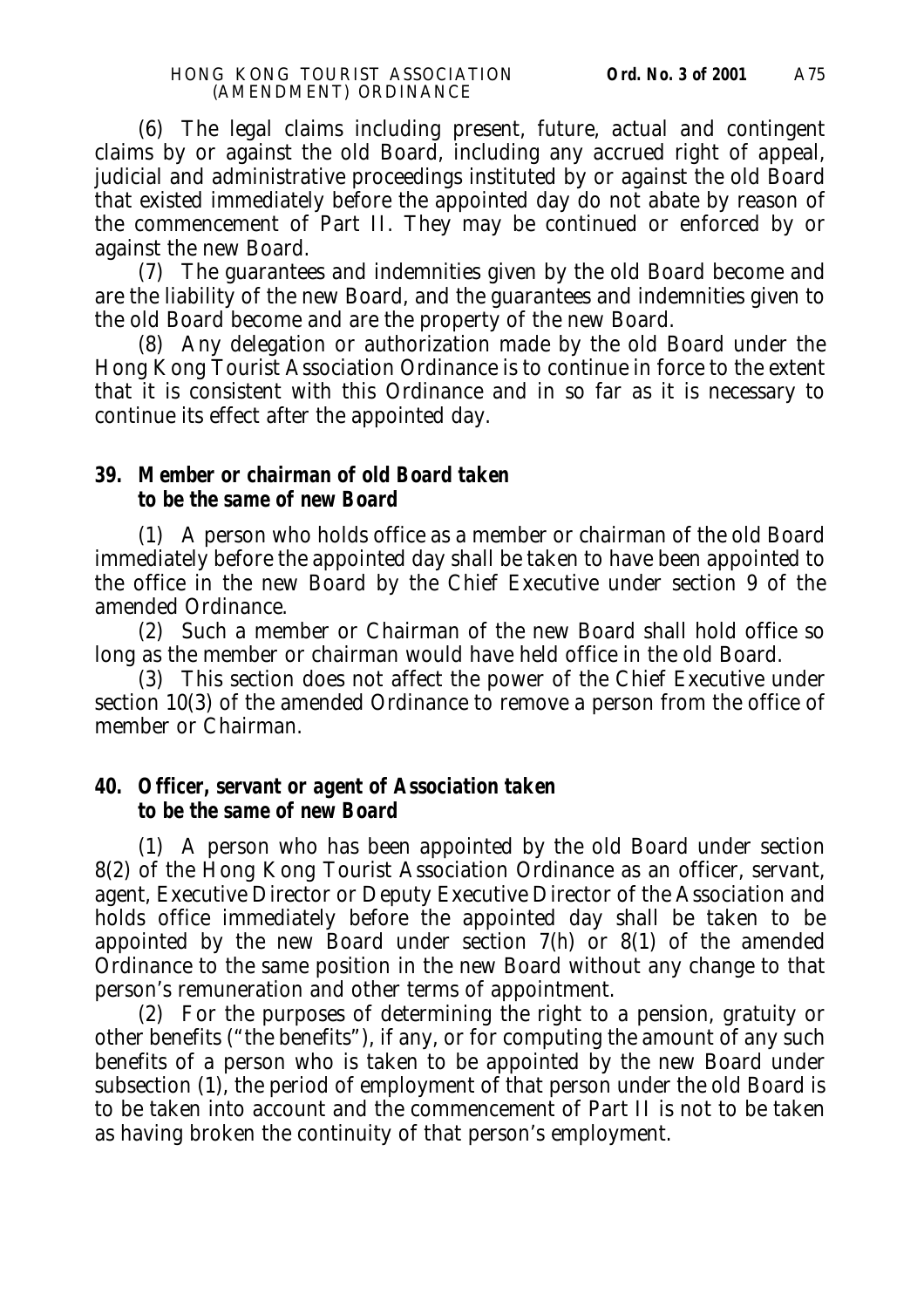(6) The legal claims including present, future, actual and contingent claims by or against the old Board, including any accrued right of appeal, judicial and administrative proceedings instituted by or against the old Board that existed immediately before the appointed day do not abate by reason of the commencement of Part II. They may be continued or enforced by or against the new Board.

(7) The guarantees and indemnities given by the old Board become and are the liability of the new Board, and the guarantees and indemnities given to the old Board become and are the property of the new Board.

(8) Any delegation or authorization made by the old Board under the Hong Kong Tourist Association Ordinance is to continue in force to the extent that it is consistent with this Ordinance and in so far as it is necessary to continue its effect after the appointed day.

**39. Member or chairman of old Board taken to be the same of new Board**

(1) A person who holds office as a member or chairman of the old Board immediately before the appointed day shall be taken to have been appointed to the office in the new Board by the Chief Executive under section 9 of the amended Ordinance.

(2) Such a member or Chairman of the new Board shall hold office so long as the member or chairman would have held office in the old Board.

(3) This section does not affect the power of the Chief Executive under section 10(3) of the amended Ordinance to remove a person from the office of member or Chairman.

**40. Officer, servant or agent of Association taken to be the same of new Board**

(1) A person who has been appointed by the old Board under section 8(2) of the Hong Kong Tourist Association Ordinance as an officer, servant, agent, Executive Director or Deputy Executive Director of the Association and holds office immediately before the appointed day shall be taken to be appointed by the new Board under section 7(h) or 8(1) of the amended Ordinance to the same position in the new Board without any change to that person's remuneration and other terms of appointment.

(2) For the purposes of determining the right to a pension, gratuity or other benefits ("the benefits"), if any, or for computing the amount of any such benefits of a person who is taken to be appointed by the new Board under subsection (1), the period of employment of that person under the old Board is to be taken into account and the commencement of Part II is not to be taken as having broken the continuity of that person's employment.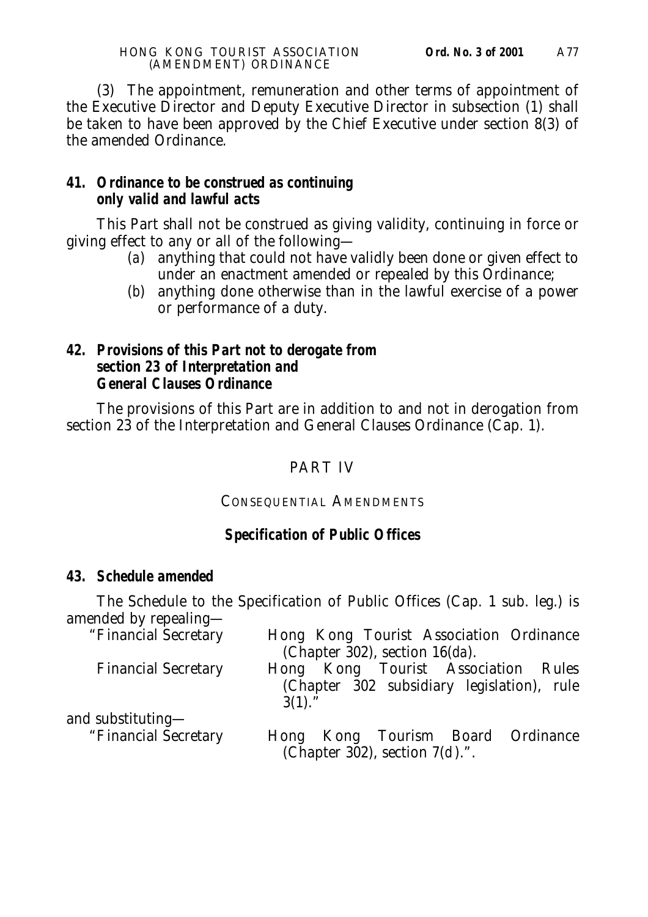(3) The appointment, remuneration and other terms of appointment of the Executive Director and Deputy Executive Director in subsection (1) shall be taken to have been approved by the Chief Executive under section 8(3) of the amended Ordinance.

**41. Ordinance to be construed as continuing only valid and lawful acts**

This Part shall not be construed as giving validity, continuing in force or giving effect to any or all of the following—

(*a*) anything that could not have validly been done or given effect to under an enactment amended or repealed by this Ordinance;

(*b*) anything done otherwise than in the lawful exercise of a power or performance of a duty.

**42. Provisions of this Part not to derogate from section 23 of Interpretation and General Clauses Ordinance**

The provisions of this Part are in addition to and not in derogation from section 23 of the Interpretation and General Clauses Ordinance (Cap. 1).

## PART IV

### CONSEQUENTIAL AMENDMENTS

### *Specification of Public Offices*

**43. Schedule amended**

The Schedule to the Specification of Public Offices (Cap. 1 sub. leg.) is amended by repealing—

| | |
|---|---|
| "Financial Secretary | Hong Kong Tourist Association Ordinance (Chapter 302), section 16(*da*). |
| Financial Secretary | Hong Kong Tourist Association Rules (Chapter 302 subsidiary legislation), rule 3(1)." |

and substituting—

| | |
|---|---|
| "Financial Secretary | Hong Kong Tourism Board Ordinance (Chapter 302), section 7(*d*).". |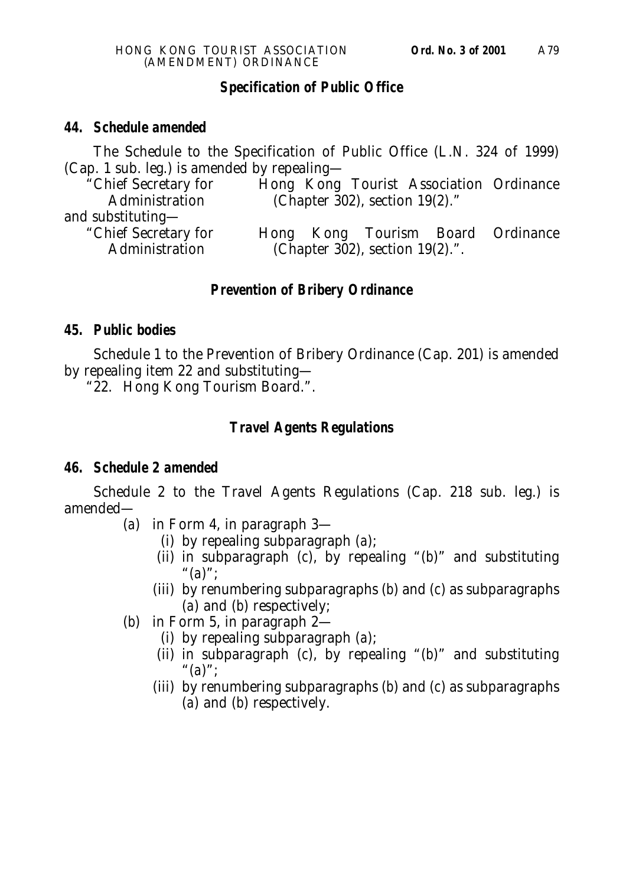### Specification of Public Office

**44. Schedule amended**

The Schedule to the Specification of Public Office (L.N. 324 of 1999) (Cap. 1 sub. leg.) is amended by repealing—

"Chief Secretary for Administration — Hong Kong Tourist Association Ordinance (Chapter 302), section 19(2)."

and substituting—

"Chief Secretary for Administration — Hong Kong Tourism Board Ordinance (Chapter 302), section 19(2).".

### Prevention of Bribery Ordinance

**45. Public bodies**

Schedule 1 to the Prevention of Bribery Ordinance (Cap. 201) is amended by repealing item 22 and substituting—

"22. Hong Kong Tourism Board.".

### Travel Agents Regulations

**46. Schedule 2 amended**

Schedule 2 to the Travel Agents Regulations (Cap. 218 sub. leg.) is amended—

- (a) in Form 4, in paragraph 3—
  - (i) by repealing subparagraph (a);
  - (ii) in subparagraph (c), by repealing "(b)" and substituting "(a)";
  - (iii) by renumbering subparagraphs (b) and (c) as subparagraphs (a) and (b) respectively;
- (b) in Form 5, in paragraph 2—
  - (i) by repealing subparagraph (a);
  - (ii) in subparagraph (c), by repealing "(b)" and substituting "(a)";
  - (iii) by renumbering subparagraphs (b) and (c) as subparagraphs (a) and (b) respectively.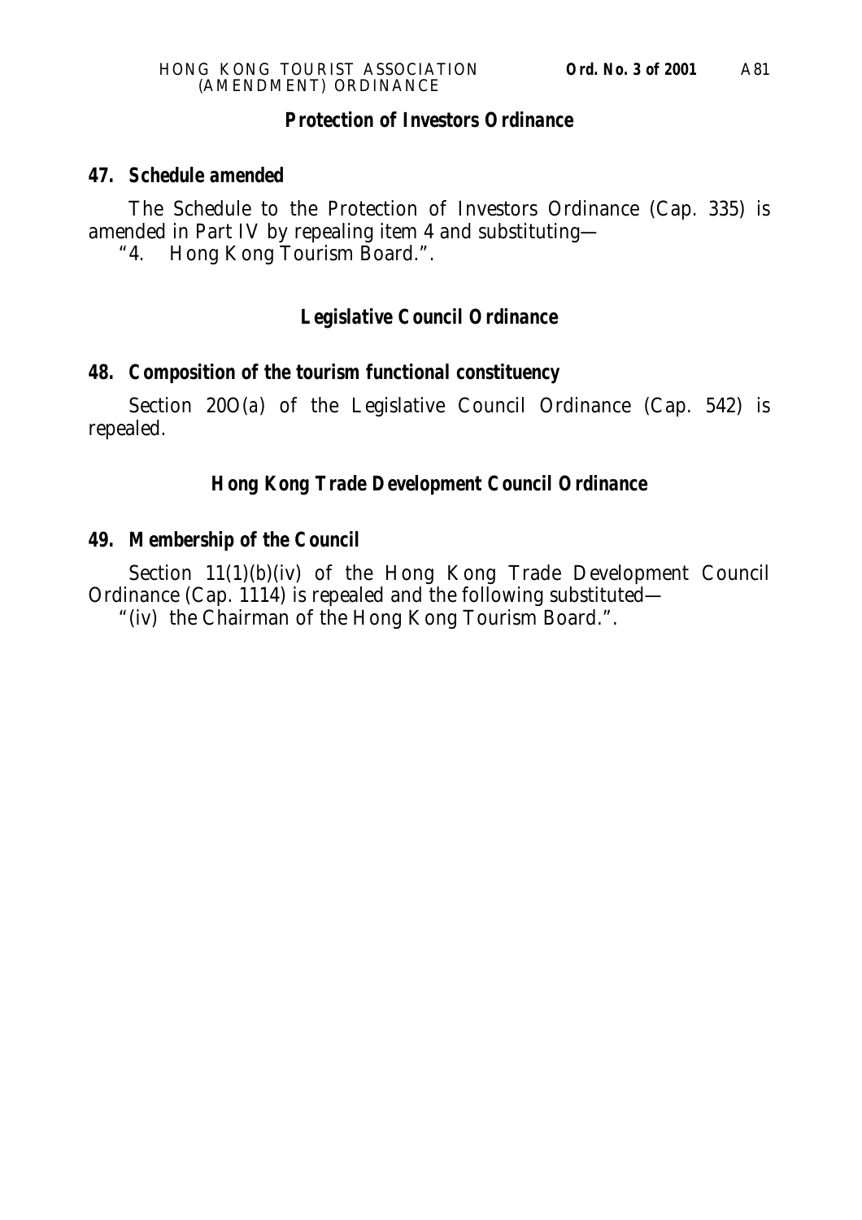### Protection of Investors Ordinance

**47. Schedule amended**

The Schedule to the Protection of Investors Ordinance (Cap. 335) is amended in Part IV by repealing item 4 and substituting—

"4. Hong Kong Tourism Board.".

### Legislative Council Ordinance

**48. Composition of the tourism functional constituency**

Section 20O(a) of the Legislative Council Ordinance (Cap. 542) is repealed.

### Hong Kong Trade Development Council Ordinance

**49. Membership of the Council**

Section 11(1)(b)(iv) of the Hong Kong Trade Development Council Ordinance (Cap. 1114) is repealed and the following substituted—

"(iv) the Chairman of the Hong Kong Tourism Board.".